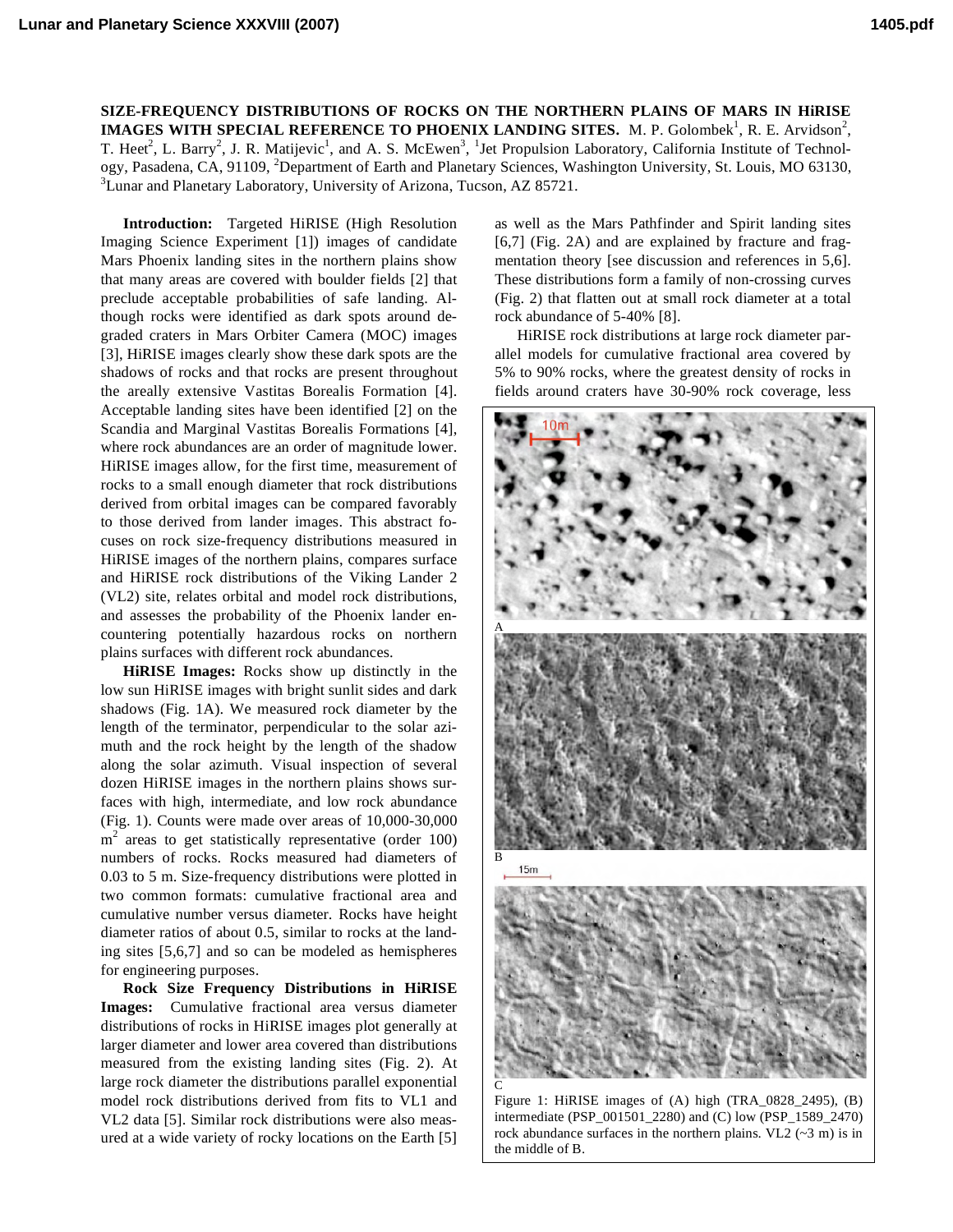**SIZE-FREQUENCY DISTRIBUTIONS OF ROCKS ON THE NORTHERN PLAINS OF MARS IN HiRISE IMAGES WITH SPECIAL REFERENCE TO PHOENIX LANDING SITES.** M. P. Golombek[1], R. E. Arvidson[2], T. Heet[2], L. Barry[2], J. R. Matijevic[1], and A. S. McEwen[3], [1]Jet Propulsion Laboratory, California Institute of Technology, Pasadena, CA, 91109, [2]Department of Earth and Planetary Sciences, Washington University, St. Louis, MO 63130, [3]Lunar and Planetary Laboratory, University of Arizona, Tucson, AZ 85721.

**Introduction:** Targeted HiRISE (High Resolution Imaging Science Experiment [1]) images of candidate Mars Phoenix landing sites in the northern plains show that many areas are covered with boulder fields [2] that preclude acceptable probabilities of safe landing. Although rocks were identified as dark spots around degraded craters in Mars Orbiter Camera (MOC) images [3], HiRISE images clearly show these dark spots are the shadows of rocks and that rocks are present throughout the areally extensive Vastitas Borealis Formation [4]. Acceptable landing sites have been identified [2] on the Scandia and Marginal Vastitas Borealis Formations [4], where rock abundances are an order of magnitude lower. HiRISE images allow, for the first time, measurement of rocks to a small enough diameter that rock distributions derived from orbital images can be compared favorably to those derived from lander images. This abstract focuses on rock size-frequency distributions measured in HiRISE images of the northern plains, compares surface and HiRISE rock distributions of the Viking Lander 2 (VL2) site, relates orbital and model rock distributions, and assesses the probability of the Phoenix lander encountering potentially hazardous rocks on northern plains surfaces with different rock abundances.

**HiRISE Images:** Rocks show up distinctly in the low sun HiRISE images with bright sunlit sides and dark shadows (Fig. 1A). We measured rock diameter by the length of the terminator, perpendicular to the solar azimuth and the rock height by the length of the shadow along the solar azimuth. Visual inspection of several dozen HiRISE images in the northern plains shows surfaces with high, intermediate, and low rock abundance (Fig. 1). Counts were made over areas of 10,000-30,000 $m^2$ areas to get statistically representative (order 100) numbers of rocks. Rocks measured had diameters of 0.03 to 5 m. Size-frequency distributions were plotted in two common formats: cumulative fractional area and cumulative number versus diameter. Rocks have height diameter ratios of about 0.5, similar to rocks at the landing sites [5,6,7] and so can be modeled as hemispheres for engineering purposes.

**Rock Size Frequency Distributions in HiRISE Images:** Cumulative fractional area versus diameter distributions of rocks in HiRISE images plot generally at larger diameter and lower area covered than distributions measured from the existing landing sites (Fig. 2). At large rock diameter the distributions parallel exponential model rock distributions derived from fits to VL1 and VL2 data [5]. Similar rock distributions were also measured at a wide variety of rocky locations on the Earth [5] as well as the Mars Pathfinder and Spirit landing sites [6,7] (Fig. 2A) and are explained by fracture and fragmentation theory [see discussion and references in 5,6]. These distributions form a family of non-crossing curves (Fig. 2) that flatten out at small rock diameter at a total rock abundance of 5-40% [8].

HiRISE rock distributions at large rock diameter parallel models for cumulative fractional area covered by 5% to 90% rocks, where the greatest density of rocks in fields around craters have 30-90% rock coverage, less

Figure 1: HiRISE images of (A) high (TRA_0828_2495), (B) intermediate (PSP_001501_2280) and (C) low (PSP_1589_2470) rock abundance surfaces in the northern plains. VL2 (~3 m) is in the middle of B.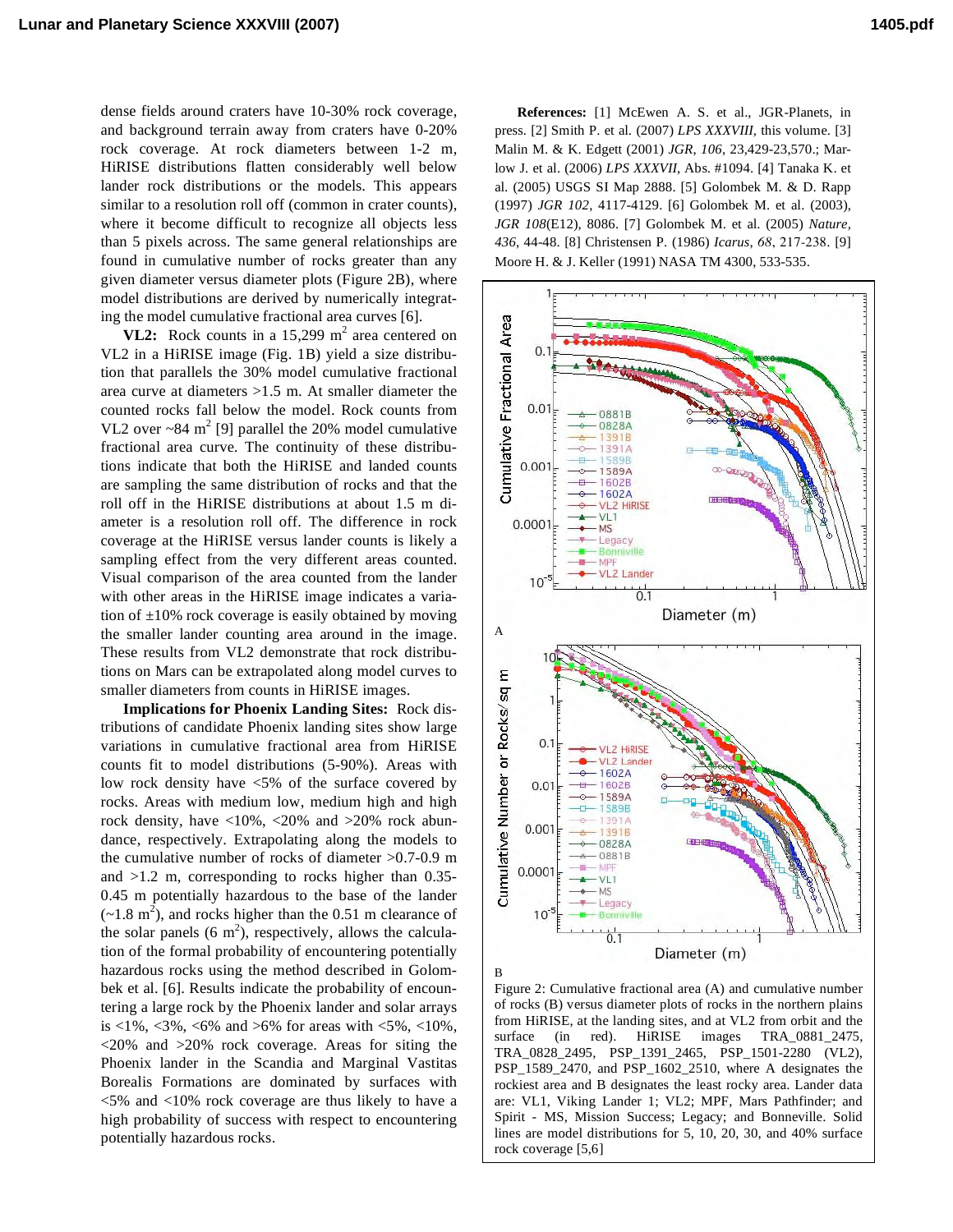dense fields around craters have 10-30% rock coverage, and background terrain away from craters have 0-20% rock coverage. At rock diameters between 1-2 m, HiRISE distributions flatten considerably well below lander rock distributions or the models. This appears similar to a resolution roll off (common in crater counts), where it become difficult to recognize all objects less than 5 pixels across. The same general relationships are found in cumulative number of rocks greater than any given diameter versus diameter plots (Figure 2B), where model distributions are derived by numerically integrating the model cumulative fractional area curves [6].

**VL2:** Rock counts in a 15,299 $m^2$ area centered on VL2 in a HiRISE image (Fig. 1B) yield a size distribution that parallels the 30% model cumulative fractional area curve at diameters >1.5 m. At smaller diameter the counted rocks fall below the model. Rock counts from VL2 over ~84 $m^2$ [9] parallel the 20% model cumulative fractional area curve. The continuity of these distributions indicate that both the HiRISE and landed counts are sampling the same distribution of rocks and that the roll off in the HiRISE distributions at about 1.5 m diameter is a resolution roll off. The difference in rock coverage at the HiRISE versus lander counts is likely a sampling effect from the very different areas counted. Visual comparison of the area counted from the lander with other areas in the HiRISE image indicates a variation of ±10% rock coverage is easily obtained by moving the smaller lander counting area around in the image. These results from VL2 demonstrate that rock distributions on Mars can be extrapolated along model curves to smaller diameters from counts in HiRISE images.

**Implications for Phoenix Landing Sites:** Rock distributions of candidate Phoenix landing sites show large variations in cumulative fractional area from HiRISE counts fit to model distributions (5-90%). Areas with low rock density have <5% of the surface covered by rocks. Areas with medium low, medium high and high rock density, have <10%, <20% and >20% rock abundance, respectively. Extrapolating along the models to the cumulative number of rocks of diameter >0.7-0.9 m and >1.2 m, corresponding to rocks higher than 0.35-0.45 m potentially hazardous to the base of the lander (~1.8 $m^2$), and rocks higher than the 0.51 m clearance of the solar panels (6 $m^2$), respectively, allows the calculation of the formal probability of encountering potentially hazardous rocks using the method described in Golombek et al. [6]. Results indicate the probability of encountering a large rock by the Phoenix lander and solar arrays is <1%, <3%, <6% and >6% for areas with <5%, <10%, <20% and >20% rock coverage. Areas for siting the Phoenix lander in the Scandia and Marginal Vastitas Borealis Formations are dominated by surfaces with <5% and <10% rock coverage are thus likely to have a high probability of success with respect to encountering potentially hazardous rocks.

**References:** [1] McEwen A. S. et al., JGR-Planets, in press. [2] Smith P. et al. (2007) *LPS XXXVIII*, this volume. [3] Malin M. & K. Edgett (2001) *JGR, 106*, 23,429-23,570.; Marlow J. et al. (2006) *LPS XXXVII*, Abs. #1094. [4] Tanaka K. et al. (2005) USGS SI Map 2888. [5] Golombek M. & D. Rapp (1997) *JGR 102*, 4117-4129. [6] Golombek M. et al. (2003), *JGR 108*(E12), 8086. [7] Golombek M. et al. (2005) *Nature, 436*, 44-48. [8] Christensen P. (1986) *Icarus, 68*, 217-238. [9] Moore H. & J. Keller (1991) NASA TM 4300, 533-535.

Cumulative Fractional Area
1
0.1
0.01
0.001
0.0001
$10^{-5}$
0.1
1
Diameter (m)
0881B
0828A
1391B
1391A
1589B
1589A
1602B
1602A
VL2 HiRISE
VL1
MS
Legacy
Bonniville
MPF
VL2 Lander

A

Cumulative Number of Rocks/ sq m
10
1
0.1
0.01
0.001
0.0001
$10^{-5}$
0.1
1
Diameter (m)
VL2 HiRISE
VL2 Lander
1602A
1602B
1589A
1589B
1391A
1391B
0828A
0881B
MPF
VL1
MS
Legacy
Bonniville

B

Figure 2: Cumulative fractional area (A) and cumulative number of rocks (B) versus diameter plots of rocks in the northern plains from HiRISE, at the landing sites, and at VL2 from orbit and the surface (in red). HiRISE images TRA_0881_2475, TRA_0828_2495, PSP_1391_2465, PSP_1501-2280 (VL2), PSP_1589_2470, and PSP_1602_2510, where A designates the rockiest area and B designates the least rocky area. Lander data are: VL1, Viking Lander 1; VL2; MPF, Mars Pathfinder; and Spirit - MS, Mission Success; Legacy; and Bonneville. Solid lines are model distributions for 5, 10, 20, 30, and 40% surface rock coverage [5,6]